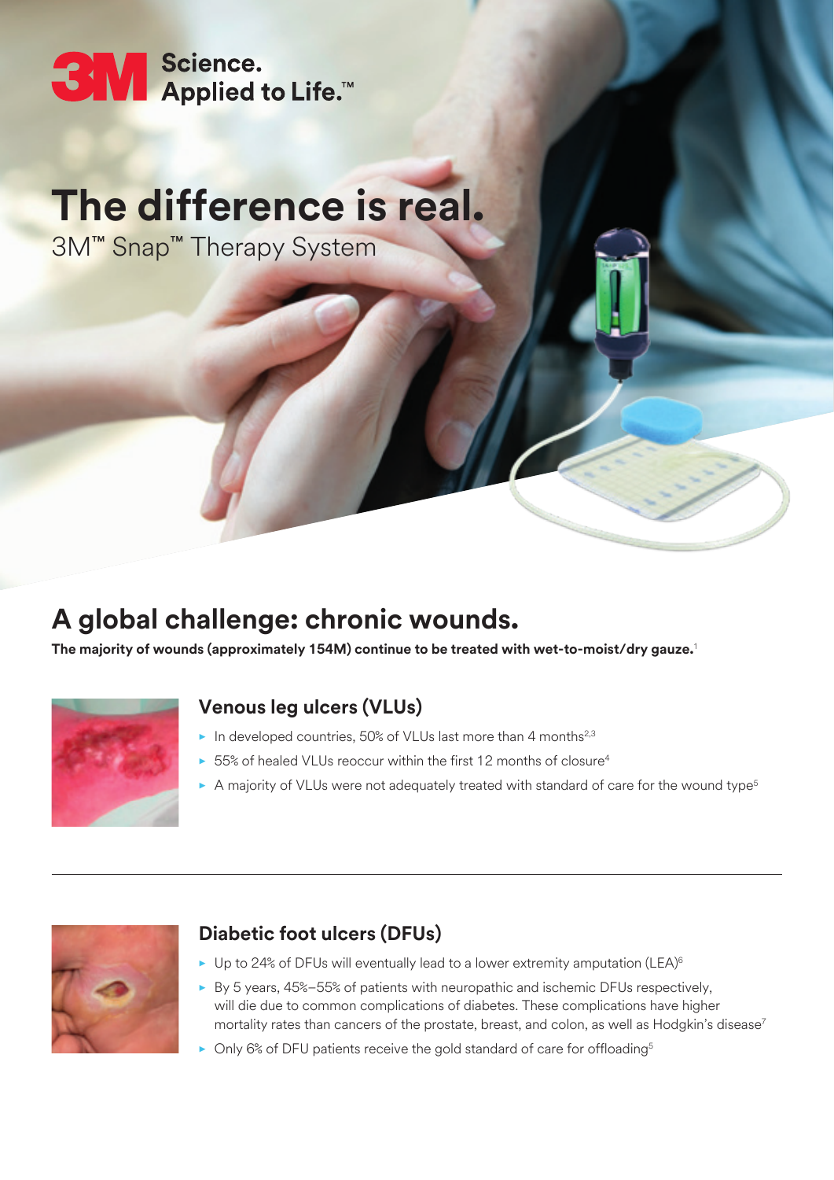3M Science. Applied to Life.™

# The difference is real.

3M™ Snap™ Therapy System

## A global challenge: chronic wounds.

**The majority of wounds (approximately 154M) continue to be treated with wet-to-moist/dry gauze.**[1]

### Venous leg ulcers (VLUs)

- In developed countries, 50% of VLUs last more than 4 months[2,3]
- 55% of healed VLUs reoccur within the first 12 months of closure[4]
- A majority of VLUs were not adequately treated with standard of care for the wound type[5]

### Diabetic foot ulcers (DFUs)

- Up to 24% of DFUs will eventually lead to a lower extremity amputation (LEA)[6]
- By 5 years, 45%–55% of patients with neuropathic and ischemic DFUs respectively, will die due to common complications of diabetes. These complications have higher mortality rates than cancers of the prostate, breast, and colon, as well as Hodgkin's disease[7]
- Only 6% of DFU patients receive the gold standard of care for offloading[5]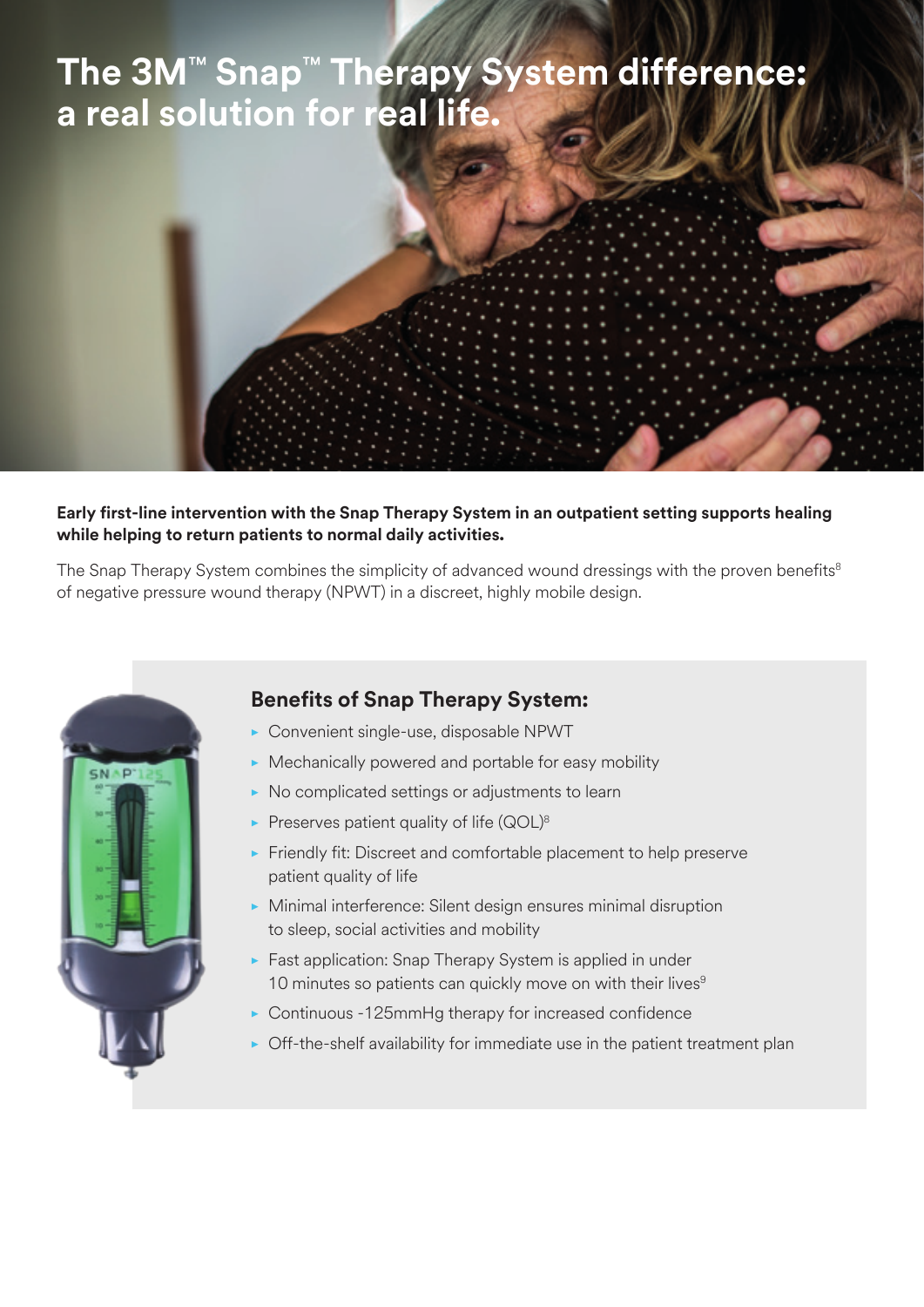# The 3M™ Snap™ Therapy System difference: a real solution for real life.

**Early first-line intervention with the Snap Therapy System in an outpatient setting supports healing while helping to return patients to normal daily activities.**

The Snap Therapy System combines the simplicity of advanced wound dressings with the proven benefits[8] of negative pressure wound therapy (NPWT) in a discreet, highly mobile design.

## Benefits of Snap Therapy System:

- Convenient single-use, disposable NPWT
- Mechanically powered and portable for easy mobility
- No complicated settings or adjustments to learn
- Preserves patient quality of life (QOL)[8]
- Friendly fit: Discreet and comfortable placement to help preserve patient quality of life
- Minimal interference: Silent design ensures minimal disruption to sleep, social activities and mobility
- Fast application: Snap Therapy System is applied in under 10 minutes so patients can quickly move on with their lives[9]
- Continuous -125mmHg therapy for increased confidence
- Off-the-shelf availability for immediate use in the patient treatment plan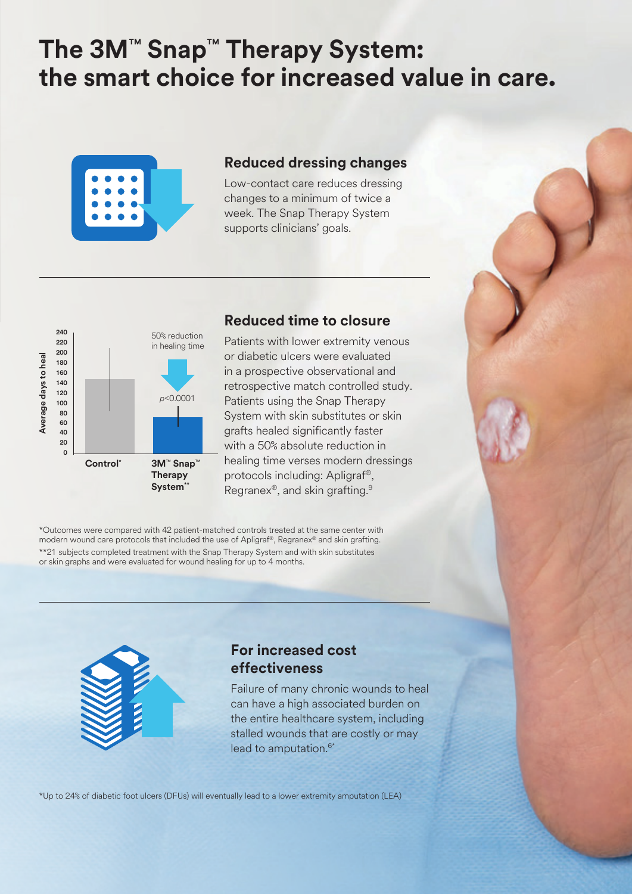# The 3M™ Snap™ Therapy System: the smart choice for increased value in care.

## Reduced dressing changes

Low-contact care reduces dressing changes to a minimum of twice a week. The Snap Therapy System supports clinicians' goals.

## Reduced time to closure

Patients with lower extremity venous or diabetic ulcers were evaluated in a prospective observational and retrospective match controlled study. Patients using the Snap Therapy System with skin substitutes or skin grafts healed significantly faster with a 50% absolute reduction in healing time verses modern dressings protocols including: Apligraf®, Regranex®, and skin grafting.[9]

Average days to heal

50% reduction in healing time

$p<0.0001$

Control* | 3M™ Snap™ Therapy System**

*Outcomes were compared with 42 patient-matched controls treated at the same center with modern wound care protocols that included the use of Apligraf®, Regranex® and skin grafting.

**21 subjects completed treatment with the Snap Therapy System and with skin substitutes or skin graphs and were evaluated for wound healing for up to 4 months.

## For increased cost effectiveness

Failure of many chronic wounds to heal can have a high associated burden on the entire healthcare system, including stalled wounds that are costly or may lead to amputation.[6*]

*Up to 24% of diabetic foot ulcers (DFUs) will eventually lead to a lower extremity amputation (LEA)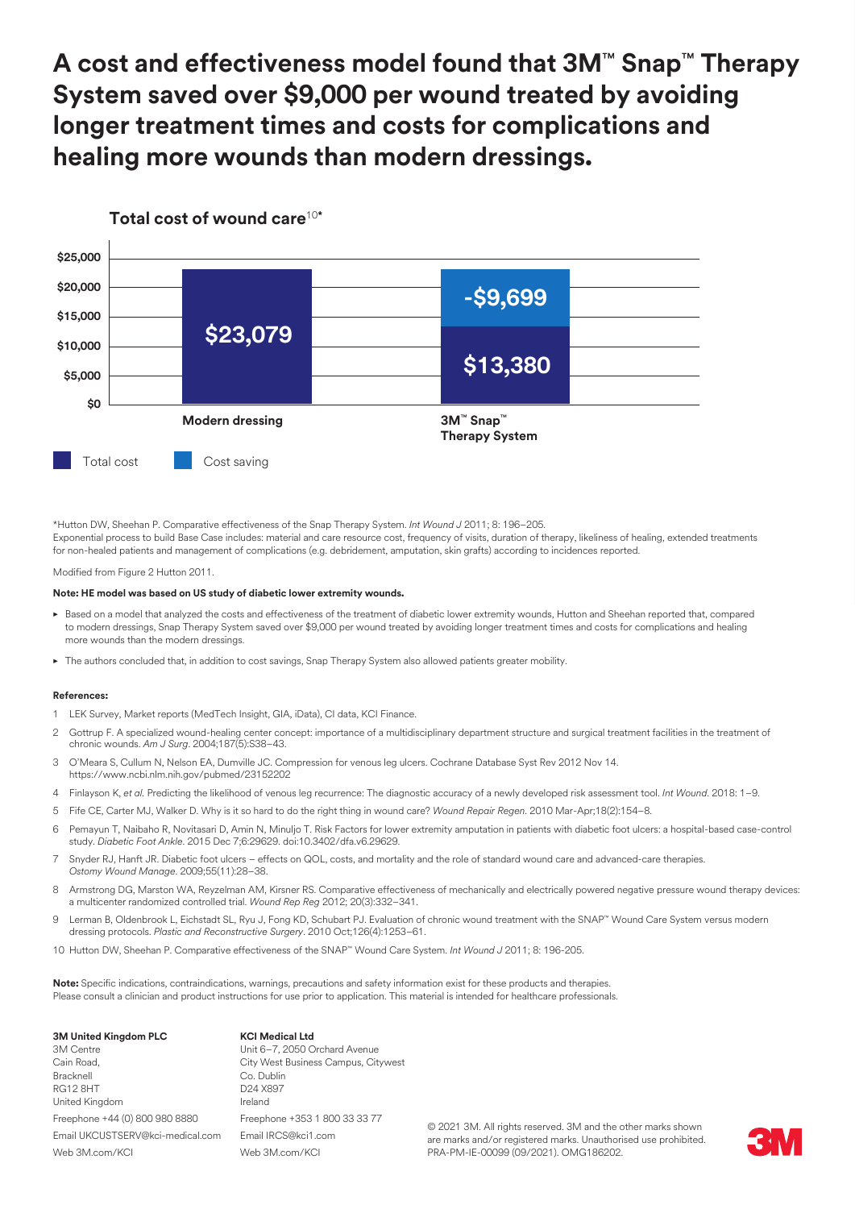# A cost and effectiveness model found that 3M™ Snap™ Therapy System saved over $9,000 per wound treated by avoiding longer treatment times and costs for complications and healing more wounds than modern dressings.

**Total cost of wound care**[10*]

$25,000
$20,000
$15,000
$10,000
$5,000
$0

$23,079
Modern dressing

-$9,699
$13,380
3M™ Snap™ Therapy System

Total cost
Cost saving

*Hutton DW, Sheehan P. Comparative effectiveness of the Snap Therapy System. *Int Wound J* 2011; 8: 196–205.
Exponential process to build Base Case includes: material and care resource cost, frequency of visits, duration of therapy, likeliness of healing, extended treatments for non-healed patients and management of complications (e.g. debridement, amputation, skin grafts) according to incidences reported.

Modified from Figure 2 Hutton 2011.

**Note: HE model was based on US study of diabetic lower extremity wounds.**

- Based on a model that analyzed the costs and effectiveness of the treatment of diabetic lower extremity wounds, Hutton and Sheehan reported that, compared to modern dressings, Snap Therapy System saved over $9,000 per wound treated by avoiding longer treatment times and costs for complications and healing more wounds than the modern dressings.
- The authors concluded that, in addition to cost savings, Snap Therapy System also allowed patients greater mobility.

**References:**

1. LEK Survey, Market reports (MedTech Insight, GIA, iData), CI data, KCI Finance.
2. Gottrup F. A specialized wound-healing center concept: importance of a multidisciplinary department structure and surgical treatment facilities in the treatment of chronic wounds. *Am J Surg*. 2004;187(5):S38–43.
3. O'Meara S, Cullum N, Nelson EA, Dumville JC. Compression for venous leg ulcers. Cochrane Database Syst Rev 2012 Nov 14. https://www.ncbi.nlm.nih.gov/pubmed/23152202
4. Finlayson K, *et al.* Predicting the likelihood of venous leg recurrence: The diagnostic accuracy of a newly developed risk assessment tool. *Int Wound*. 2018: 1–9.
5. Fife CE, Carter MJ, Walker D. Why is it so hard to do the right thing in wound care? *Wound Repair Regen*. 2010 Mar-Apr;18(2):154–8.
6. Pemayun T, Naibaho R, Novitasari D, Amin N, Minuljo T. Risk Factors for lower extremity amputation in patients with diabetic foot ulcers: a hospital-based case-control study. *Diabetic Foot Ankle*. 2015 Dec 7;6:29629. doi:10.3402/dfa.v6.29629.
7. Snyder RJ, Hanft JR. Diabetic foot ulcers – effects on QOL, costs, and mortality and the role of standard wound care and advanced-care therapies. *Ostomy Wound Manage*. 2009;55(11):28–38.
8. Armstrong DG, Marston WA, Reyzelman AM, Kirsner RS. Comparative effectiveness of mechanically and electrically powered negative pressure wound therapy devices: a multicenter randomized controlled trial. *Wound Rep Reg* 2012; 20(3):332–341.
9. Lerman B, Oldenbrook L, Eichstadt SL, Ryu J, Fong KD, Schubart PJ. Evaluation of chronic wound treatment with the SNAP™ Wound Care System versus modern dressing protocols. *Plastic and Reconstructive Surgery*. 2010 Oct;126(4):1253–61.
10. Hutton DW, Sheehan P. Comparative effectiveness of the SNAP™ Wound Care System. *Int Wound J* 2011; 8: 196-205.

**Note:** Specific indications, contraindications, warnings, precautions and safety information exist for these products and therapies. Please consult a clinician and product instructions for use prior to application. This material is intended for healthcare professionals.

**3M United Kingdom PLC**
3M Centre
Cain Road,
Bracknell
RG12 8HT
United Kingdom
Freephone +44 (0) 800 980 8880
Email UKCUSTSERV@kci-medical.com
Web 3M.com/KCI

**KCI Medical Ltd**
Unit 6–7, 2050 Orchard Avenue
City West Business Campus, Citywest
Co. Dublin
D24 X897
Ireland
Freephone +353 1 800 33 33 77
Email IRCS@kci1.com
Web 3M.com/KCI

© 2021 3M. All rights reserved. 3M and the other marks shown are marks and/or registered marks. Unauthorised use prohibited. PRA-PM-IE-00099 (09/2021). OMG186202.